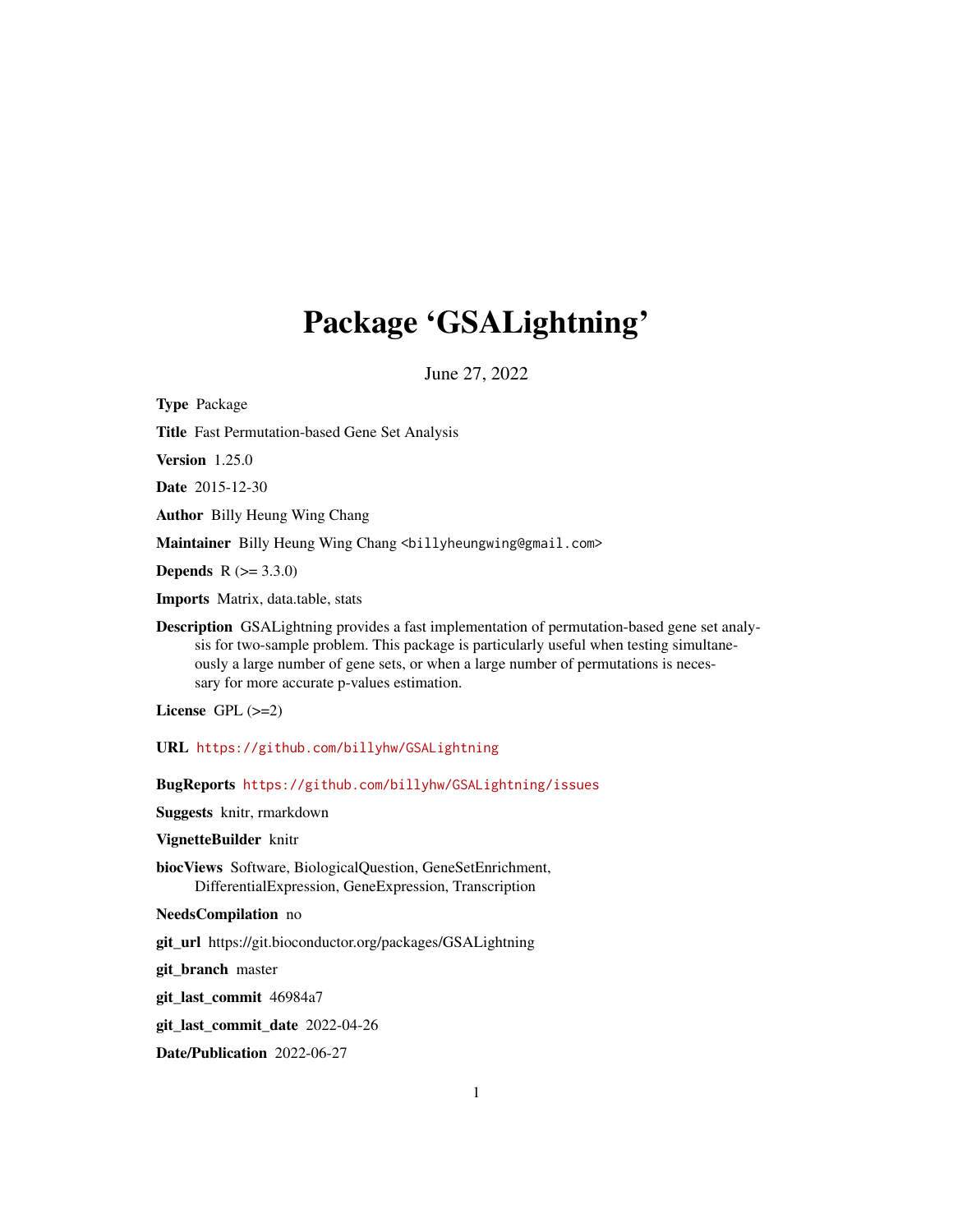# Package 'GSALightning'

June 27, 2022

**Type** Package

**Title** Fast Permutation-based Gene Set Analysis

**Version** 1.25.0

**Date** 2015-12-30

**Author** Billy Heung Wing Chang

**Maintainer** Billy Heung Wing Chang <billyheungwing@gmail.com>

**Depends** R (>= 3.3.0)

**Imports** Matrix, data.table, stats

**Description** GSALightning provides a fast implementation of permutation-based gene set analysis for two-sample problem. This package is particularly useful when testing simultaneously a large number of gene sets, or when a large number of permutations is necessary for more accurate p-values estimation.

**License** GPL (>=2)

**URL** https://github.com/billyhw/GSALightning

**BugReports** https://github.com/billyhw/GSALightning/issues

**Suggests** knitr, rmarkdown

**VignetteBuilder** knitr

**biocViews** Software, BiologicalQuestion, GeneSetEnrichment, DifferentialExpression, GeneExpression, Transcription

**NeedsCompilation** no

**git_url** https://git.bioconductor.org/packages/GSALightning

**git_branch** master

**git_last_commit** 46984a7

**git_last_commit_date** 2022-04-26

**Date/Publication** 2022-06-27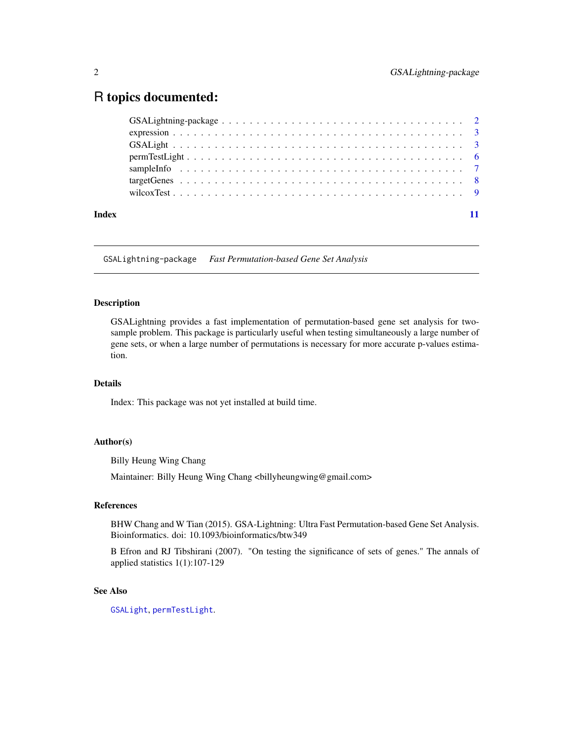# R topics documented:

| | |
|---|---|
| GSALightning-package | 2 |
| expression | 3 |
| GSALight | 3 |
| permTestLight | 6 |
| sampleInfo | 7 |
| targetGenes | 8 |
| wilcoxTest | 9 |
| **Index** | **11** |

---

## GSALightning-package *Fast Permutation-based Gene Set Analysis*

---

### Description

GSALightning provides a fast implementation of permutation-based gene set analysis for two-sample problem. This package is particularly useful when testing simultaneously a large number of gene sets, or when a large number of permutations is necessary for more accurate p-values estimation.

### Details

Index: This package was not yet installed at build time.

### Author(s)

Billy Heung Wing Chang

Maintainer: Billy Heung Wing Chang <billyheungwing@gmail.com>

### References

BHW Chang and W Tian (2015). GSA-Lightning: Ultra Fast Permutation-based Gene Set Analysis. Bioinformatics. doi: 10.1093/bioinformatics/btw349

B Efron and RJ Tibshirani (2007). "On testing the significance of sets of genes." The annals of applied statistics 1(1):107-129

### See Also

`GSALight`, `permTestLight`.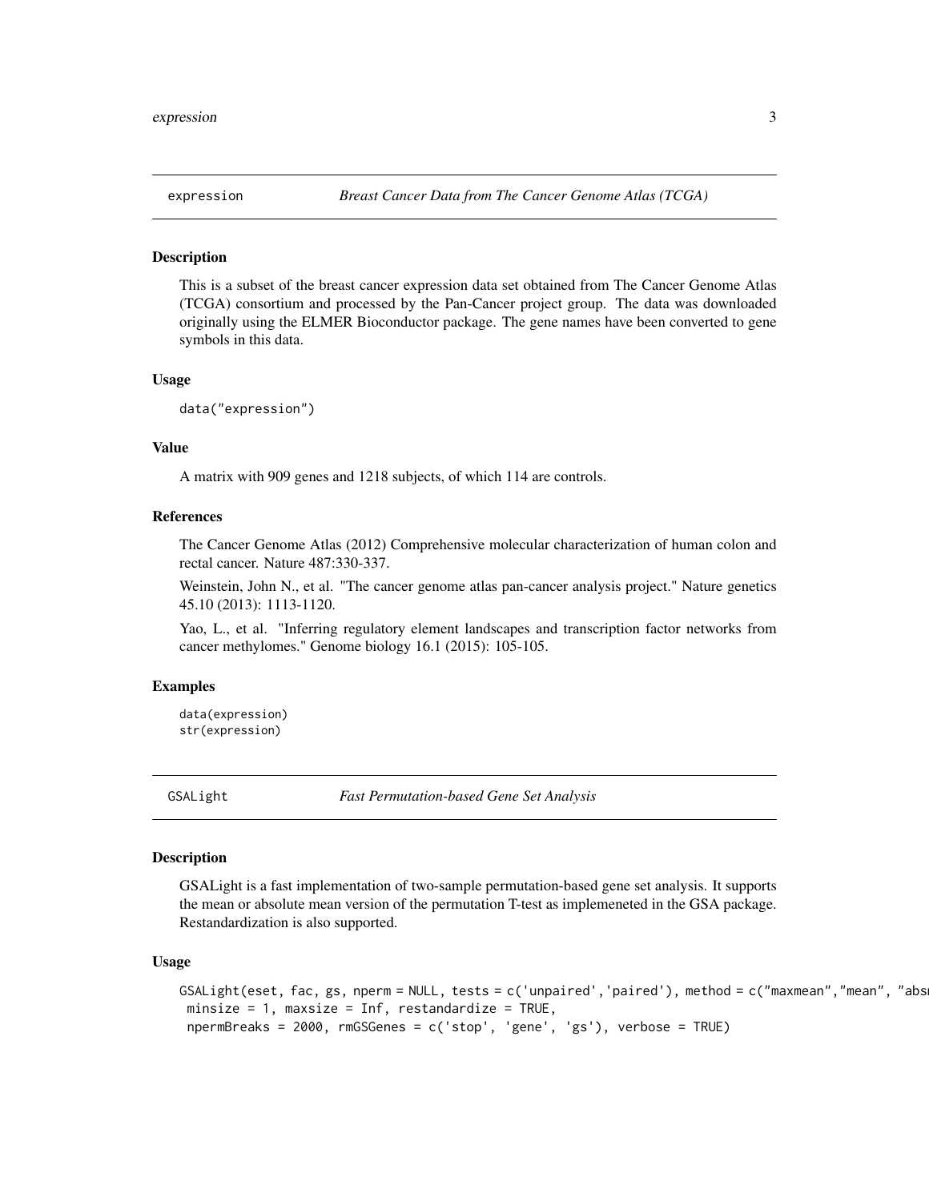## expression — *Breast Cancer Data from The Cancer Genome Atlas (TCGA)*

### Description

This is a subset of the breast cancer expression data set obtained from The Cancer Genome Atlas (TCGA) consortium and processed by the Pan-Cancer project group. The data was downloaded originally using the ELMER Bioconductor package. The gene names have been converted to gene symbols in this data.

### Usage

```
data("expression")
```

### Value

A matrix with 909 genes and 1218 subjects, of which 114 are controls.

### References

The Cancer Genome Atlas (2012) Comprehensive molecular characterization of human colon and rectal cancer. Nature 487:330-337.

Weinstein, John N., et al. "The cancer genome atlas pan-cancer analysis project." Nature genetics 45.10 (2013): 1113-1120.

Yao, L., et al. "Inferring regulatory element landscapes and transcription factor networks from cancer methylomes." Genome biology 16.1 (2015): 105-105.

### Examples

```
data(expression)
str(expression)
```

## GSALight — *Fast Permutation-based Gene Set Analysis*

### Description

GSALight is a fast implementation of two-sample permutation-based gene set analysis. It supports the mean or absolute mean version of the permutation T-test as implemeneted in the GSA package. Restandardization is also supported.

### Usage

```
GSALight(eset, fac, gs, nperm = NULL, tests = c('unpaired','paired'), method = c("maxmean","mean", "absm
 minsize = 1, maxsize = Inf, restandardize = TRUE,
 npermBreaks = 2000, rmGSGenes = c('stop', 'gene', 'gs'), verbose = TRUE)
```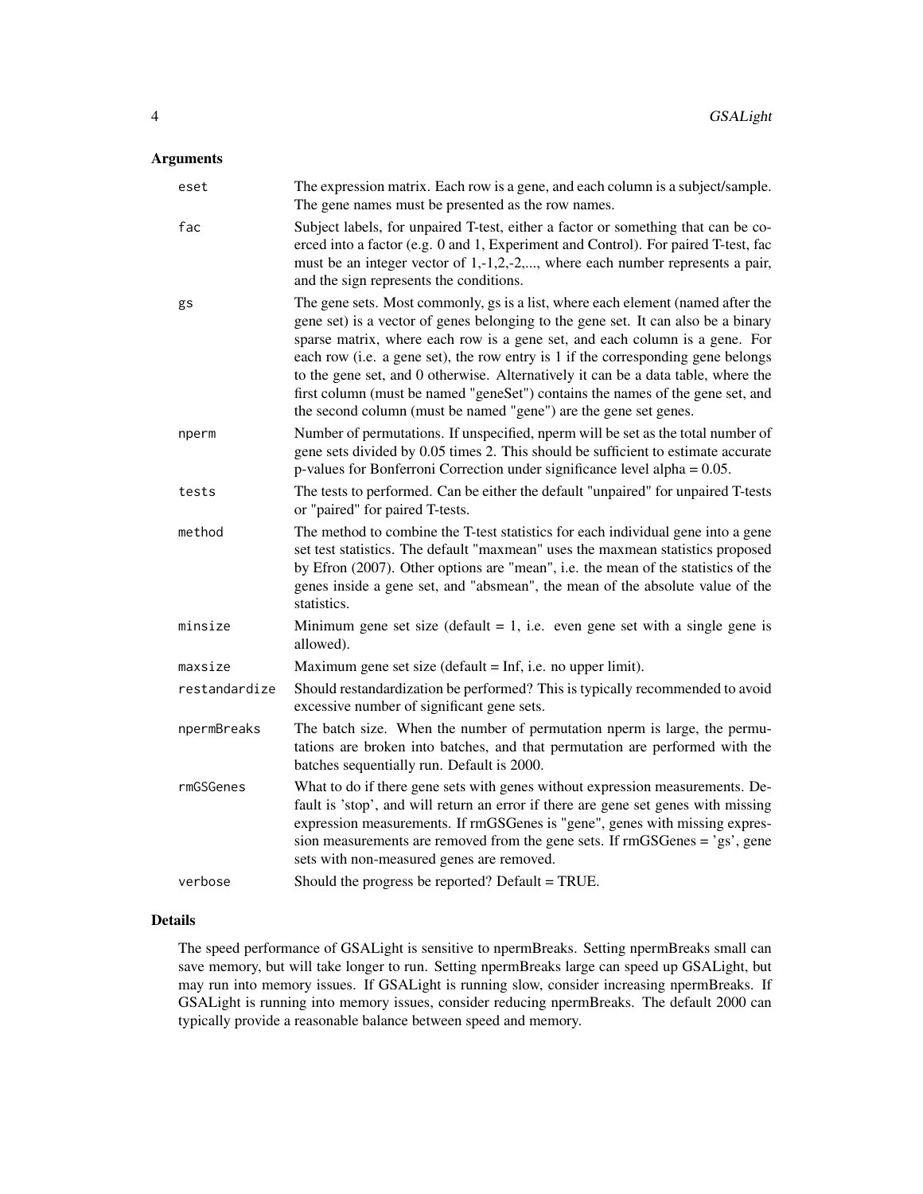## Arguments

| | |
|---|---|
| `eset` | The expression matrix. Each row is a gene, and each column is a subject/sample. The gene names must be presented as the row names. |
| `fac` | Subject labels, for unpaired T-test, either a factor or something that can be coerced into a factor (e.g. 0 and 1, Experiment and Control). For paired T-test, fac must be an integer vector of 1,-1,2,-2,..., where each number represents a pair, and the sign represents the conditions. |
| `gs` | The gene sets. Most commonly, gs is a list, where each element (named after the gene set) is a vector of genes belonging to the gene set. It can also be a binary sparse matrix, where each row is a gene set, and each column is a gene. For each row (i.e. a gene set), the row entry is 1 if the corresponding gene belongs to the gene set, and 0 otherwise. Alternatively it can be a data table, where the first column (must be named "geneSet") contains the names of the gene set, and the second column (must be named "gene") are the gene set genes. |
| `nperm` | Number of permutations. If unspecified, nperm will be set as the total number of gene sets divided by 0.05 times 2. This should be sufficient to estimate accurate p-values for Bonferroni Correction under significance level alpha = 0.05. |
| `tests` | The tests to performed. Can be either the default "unpaired" for unpaired T-tests or "paired" for paired T-tests. |
| `method` | The method to combine the T-test statistics for each individual gene into a gene set test statistics. The default "maxmean" uses the maxmean statistics proposed by Efron (2007). Other options are "mean", i.e. the mean of the statistics of the genes inside a gene set, and "absmean", the mean of the absolute value of the statistics. |
| `minsize` | Minimum gene set size (default = 1, i.e. even gene set with a single gene is allowed). |
| `maxsize` | Maximum gene set size (default = Inf, i.e. no upper limit). |
| `restandardize` | Should restandardization be performed? This is typically recommended to avoid excessive number of significant gene sets. |
| `npermBreaks` | The batch size. When the number of permutation nperm is large, the permutations are broken into batches, and that permutation are performed with the batches sequentially run. Default is 2000. |
| `rmGSGenes` | What to do if there gene sets with genes without expression measurements. Default is 'stop', and will return an error if there are gene set genes with missing expression measurements. If rmGSGenes is "gene", genes with missing expression measurements are removed from the gene sets. If rmGSGenes = 'gs', gene sets with non-measured genes are removed. |
| `verbose` | Should the progress be reported? Default = TRUE. |

## Details

The speed performance of GSALight is sensitive to npermBreaks. Setting npermBreaks small can save memory, but will take longer to run. Setting npermBreaks large can speed up GSALight, but may run into memory issues. If GSALight is running slow, consider increasing npermBreaks. If GSALight is running into memory issues, consider reducing npermBreaks. The default 2000 can typically provide a reasonable balance between speed and memory.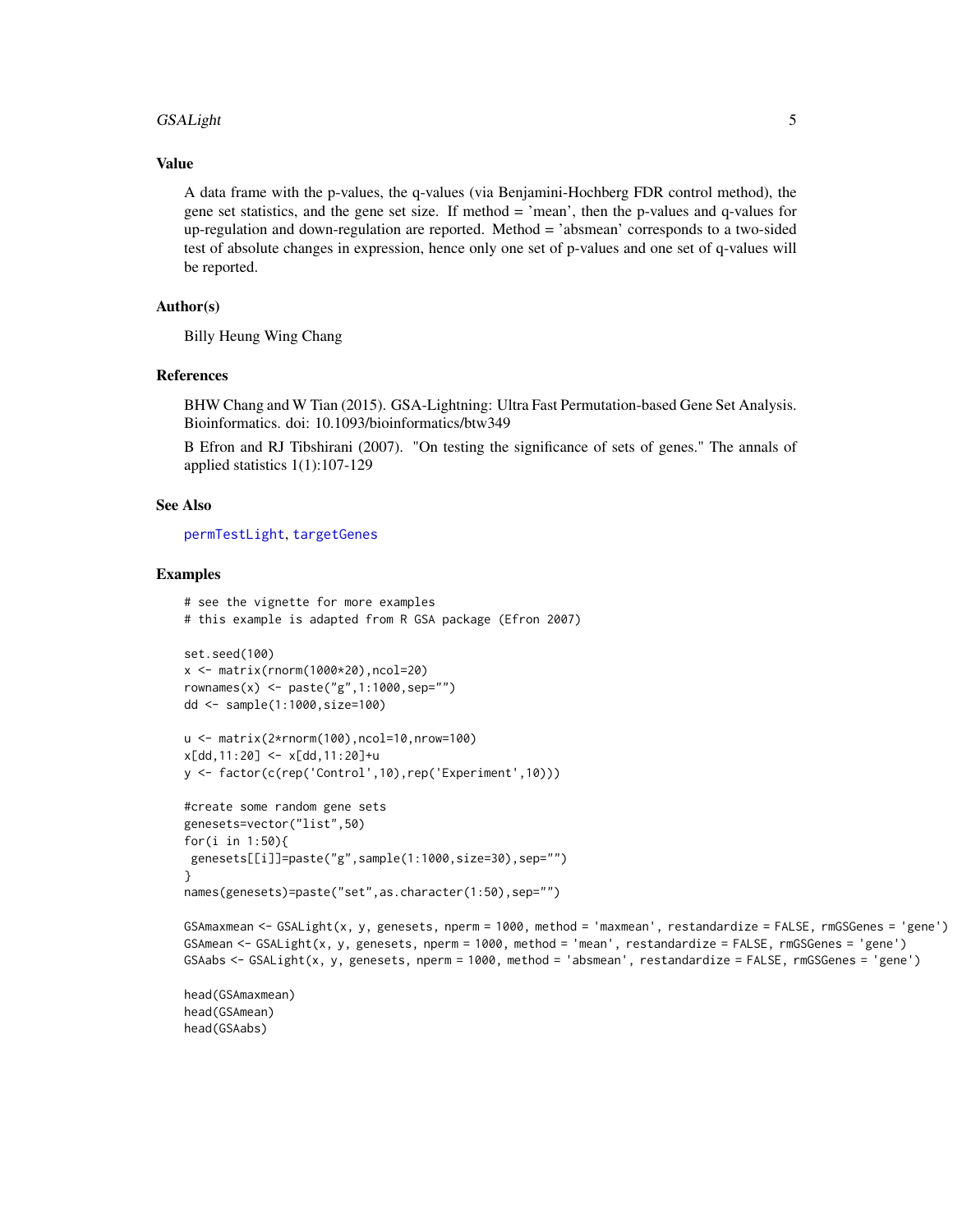## Value

A data frame with the p-values, the q-values (via Benjamini-Hochberg FDR control method), the gene set statistics, and the gene set size. If method = 'mean', then the p-values and q-values for up-regulation and down-regulation are reported. Method = 'absmean' corresponds to a two-sided test of absolute changes in expression, hence only one set of p-values and one set of q-values will be reported.

## Author(s)

Billy Heung Wing Chang

## References

BHW Chang and W Tian (2015). GSA-Lightning: Ultra Fast Permutation-based Gene Set Analysis. Bioinformatics. doi: 10.1093/bioinformatics/btw349

B Efron and RJ Tibshirani (2007). "On testing the significance of sets of genes." The annals of applied statistics 1(1):107-129

## See Also

permTestLight, targetGenes

## Examples

```
# see the vignette for more examples
# this example is adapted from R GSA package (Efron 2007)

set.seed(100)
x <- matrix(rnorm(1000*20),ncol=20)
rownames(x) <- paste("g",1:1000,sep="")
dd <- sample(1:1000,size=100)

u <- matrix(2*rnorm(100),ncol=10,nrow=100)
x[dd,11:20] <- x[dd,11:20]+u
y <- factor(c(rep('Control',10),rep('Experiment',10)))

#create some random gene sets
genesets=vector("list",50)
for(i in 1:50){
 genesets[[i]]=paste("g",sample(1:1000,size=30),sep="")
}
names(genesets)=paste("set",as.character(1:50),sep="")

GSAmaxmean <- GSALight(x, y, genesets, nperm = 1000, method = 'maxmean', restandardize = FALSE, rmGSGenes = 'gene')
GSAmean <- GSALight(x, y, genesets, nperm = 1000, method = 'mean', restandardize = FALSE, rmGSGenes = 'gene')
GSAabs <- GSALight(x, y, genesets, nperm = 1000, method = 'absmean', restandardize = FALSE, rmGSGenes = 'gene')

head(GSAmaxmean)
head(GSAmean)
head(GSAabs)
```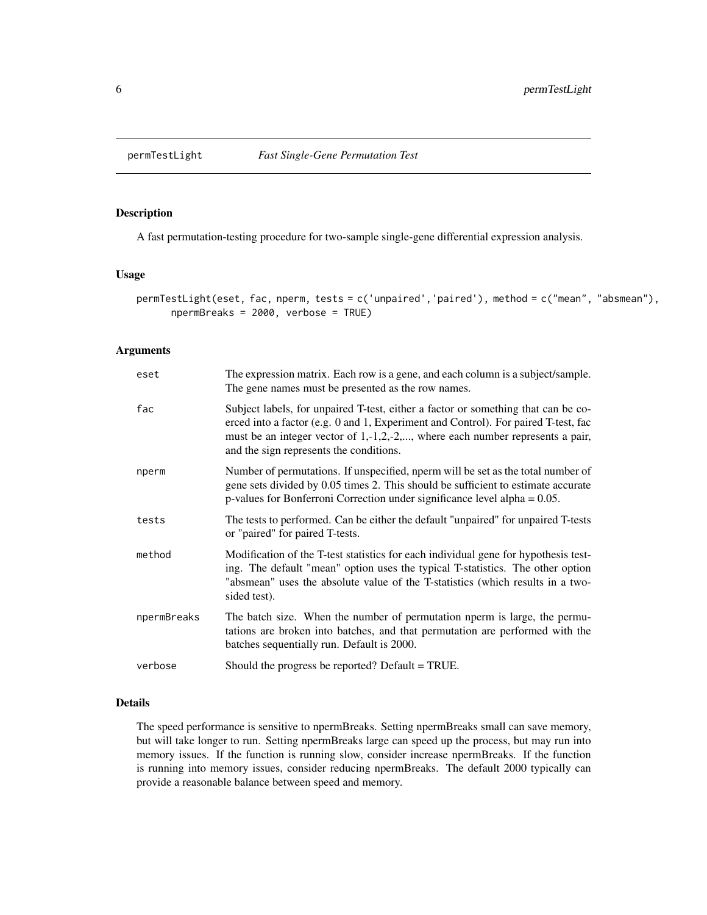# permTestLight — *Fast Single-Gene Permutation Test*

## Description

A fast permutation-testing procedure for two-sample single-gene differential expression analysis.

## Usage

```
permTestLight(eset, fac, nperm, tests = c('unpaired','paired'), method = c("mean", "absmean"),
      npermBreaks = 2000, verbose = TRUE)
```

## Arguments

| Argument | Description |
|---|---|
| `eset` | The expression matrix. Each row is a gene, and each column is a subject/sample. The gene names must be presented as the row names. |
| `fac` | Subject labels, for unpaired T-test, either a factor or something that can be coerced into a factor (e.g. 0 and 1, Experiment and Control). For paired T-test, fac must be an integer vector of 1,-1,2,-2,..., where each number represents a pair, and the sign represents the conditions. |
| `nperm` | Number of permutations. If unspecified, nperm will be set as the total number of gene sets divided by 0.05 times 2. This should be sufficient to estimate accurate p-values for Bonferroni Correction under significance level alpha = 0.05. |
| `tests` | The tests to performed. Can be either the default "unpaired" for unpaired T-tests or "paired" for paired T-tests. |
| `method` | Modification of the T-test statistics for each individual gene for hypothesis testing. The default "mean" option uses the typical T-statistics. The other option "absmean" uses the absolute value of the T-statistics (which results in a two-sided test). |
| `npermBreaks` | The batch size. When the number of permutation nperm is large, the permutations are broken into batches, and that permutation are performed with the batches sequentially run. Default is 2000. |
| `verbose` | Should the progress be reported? Default = TRUE. |

## Details

The speed performance is sensitive to npermBreaks. Setting npermBreaks small can save memory, but will take longer to run. Setting npermBreaks large can speed up the process, but may run into memory issues. If the function is running slow, consider increase npermBreaks. If the function is running into memory issues, consider reducing npermBreaks. The default 2000 typically can provide a reasonable balance between speed and memory.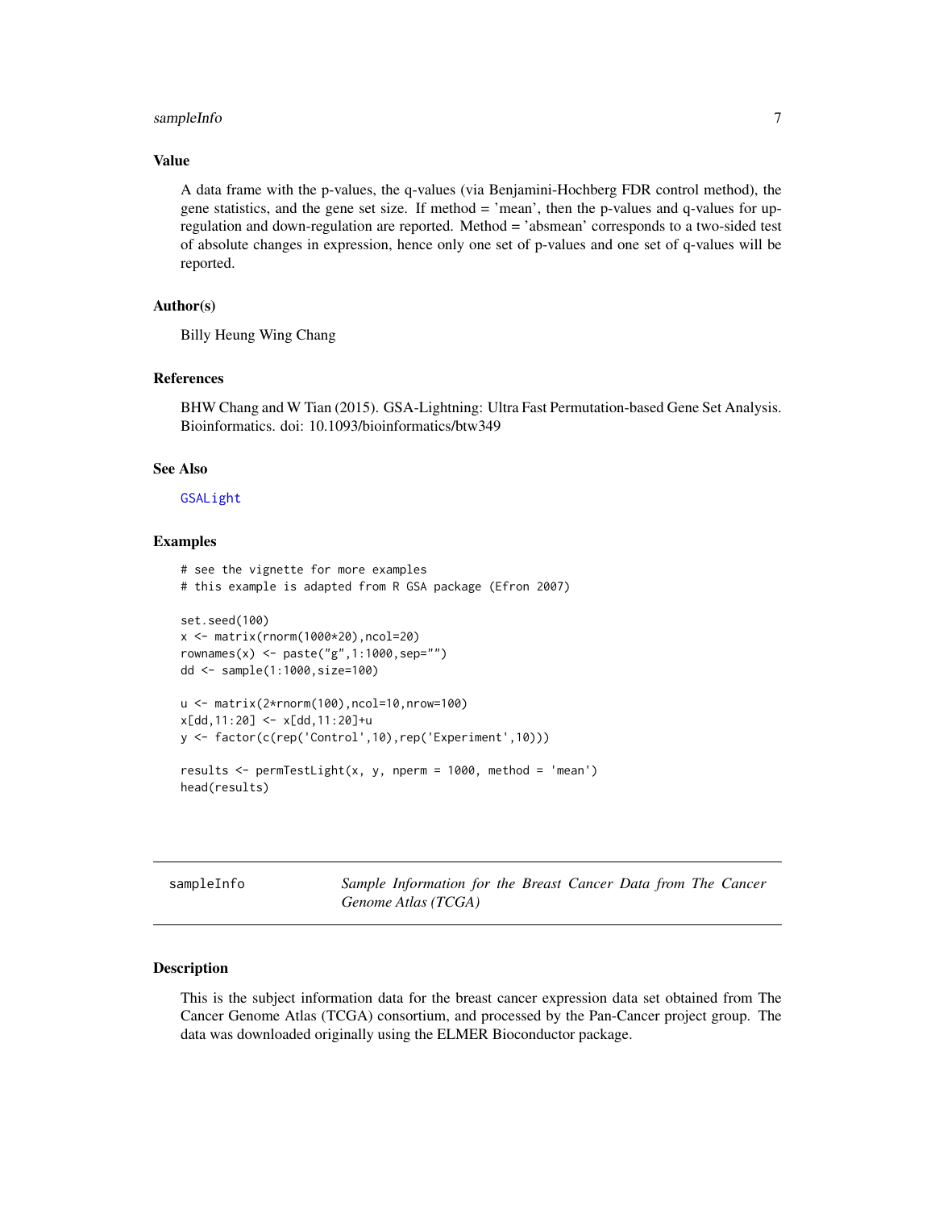### Value

A data frame with the p-values, the q-values (via Benjamini-Hochberg FDR control method), the gene statistics, and the gene set size. If method = 'mean', then the p-values and q-values for up-regulation and down-regulation are reported. Method = 'absmean' corresponds to a two-sided test of absolute changes in expression, hence only one set of p-values and one set of q-values will be reported.

### Author(s)

Billy Heung Wing Chang

### References

BHW Chang and W Tian (2015). GSA-Lightning: Ultra Fast Permutation-based Gene Set Analysis. Bioinformatics. doi: 10.1093/bioinformatics/btw349

### See Also

GSALight

### Examples

```
# see the vignette for more examples
# this example is adapted from R GSA package (Efron 2007)

set.seed(100)
x <- matrix(rnorm(1000*20),ncol=20)
rownames(x) <- paste("g",1:1000,sep="")
dd <- sample(1:1000,size=100)

u <- matrix(2*rnorm(100),ncol=10,nrow=100)
x[dd,11:20] <- x[dd,11:20]+u
y <- factor(c(rep('Control',10),rep('Experiment',10)))

results <- permTestLight(x, y, nperm = 1000, method = 'mean')
head(results)
```

---

## sampleInfo — *Sample Information for the Breast Cancer Data from The Cancer Genome Atlas (TCGA)*

### Description

This is the subject information data for the breast cancer expression data set obtained from The Cancer Genome Atlas (TCGA) consortium, and processed by the Pan-Cancer project group. The data was downloaded originally using the ELMER Bioconductor package.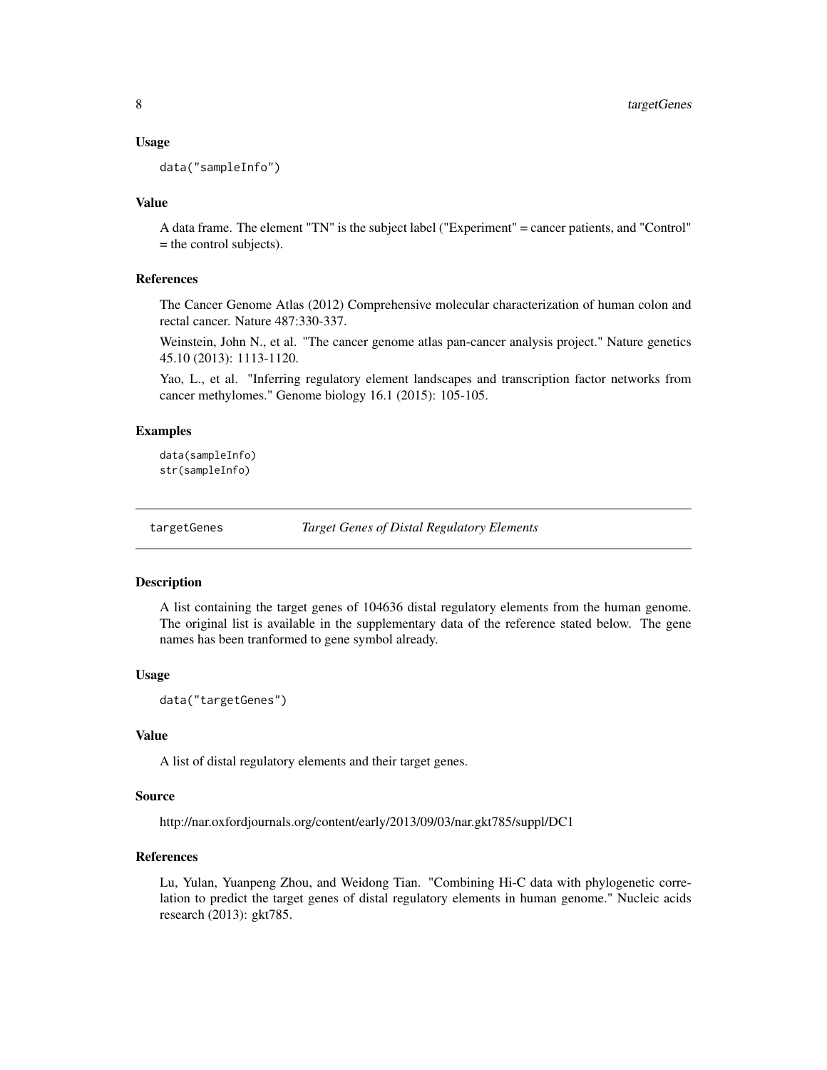### Usage

```
data("sampleInfo")
```

### Value

A data frame. The element "TN" is the subject label ("Experiment" = cancer patients, and "Control" = the control subjects).

### References

The Cancer Genome Atlas (2012) Comprehensive molecular characterization of human colon and rectal cancer. Nature 487:330-337.

Weinstein, John N., et al. "The cancer genome atlas pan-cancer analysis project." Nature genetics 45.10 (2013): 1113-1120.

Yao, L., et al. "Inferring regulatory element landscapes and transcription factor networks from cancer methylomes." Genome biology 16.1 (2015): 105-105.

### Examples

```
data(sampleInfo)
str(sampleInfo)
```

---

## targetGenes — *Target Genes of Distal Regulatory Elements*

---

### Description

A list containing the target genes of 104636 distal regulatory elements from the human genome. The original list is available in the supplementary data of the reference stated below. The gene names has been tranformed to gene symbol already.

### Usage

```
data("targetGenes")
```

### Value

A list of distal regulatory elements and their target genes.

### Source

http://nar.oxfordjournals.org/content/early/2013/09/03/nar.gkt785/suppl/DC1

### References

Lu, Yulan, Yuanpeng Zhou, and Weidong Tian. "Combining Hi-C data with phylogenetic correlation to predict the target genes of distal regulatory elements in human genome." Nucleic acids research (2013): gkt785.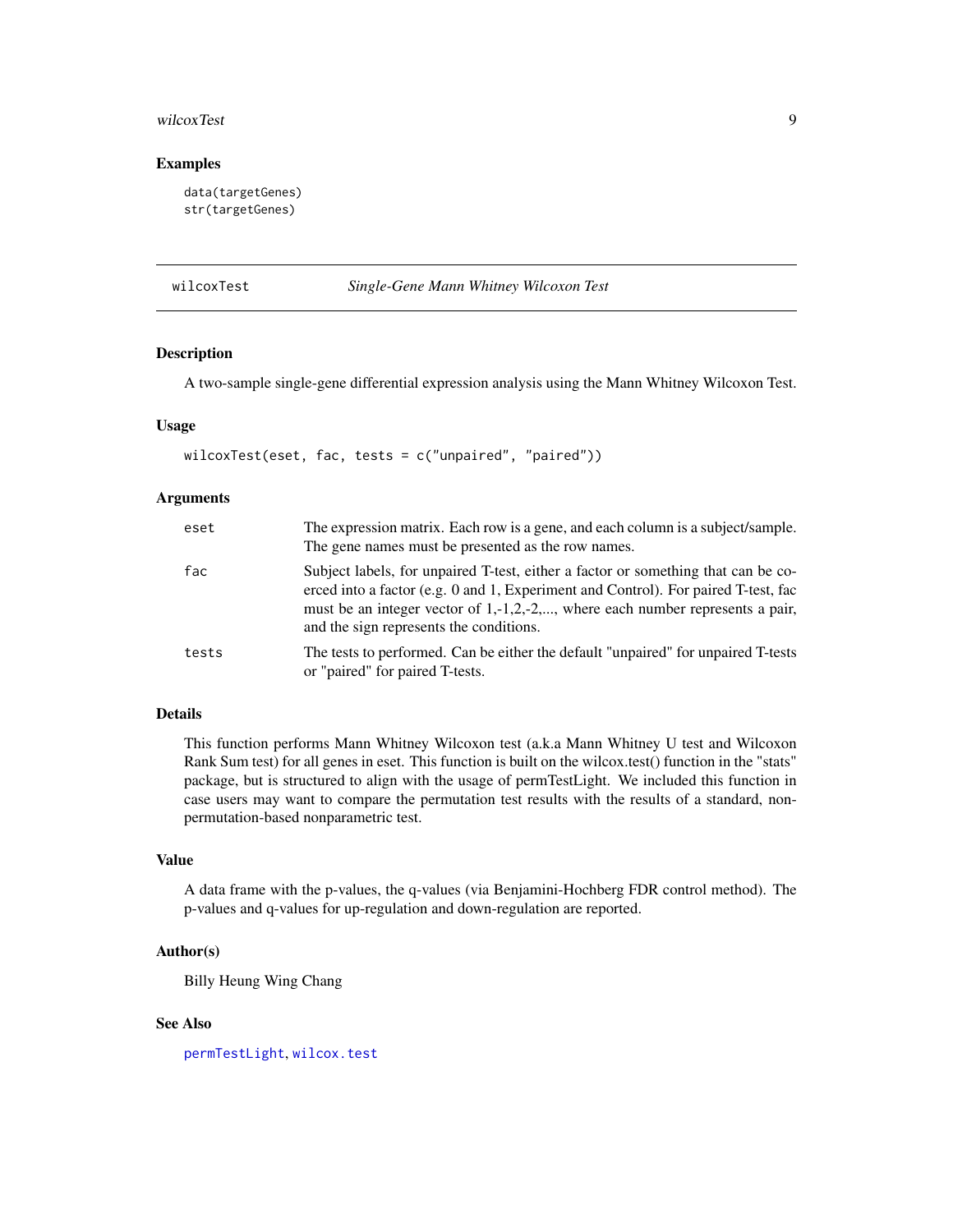## Examples

```
data(targetGenes)
str(targetGenes)
```

---

# wilcoxTest — *Single-Gene Mann Whitney Wilcoxon Test*

## Description

A two-sample single-gene differential expression analysis using the Mann Whitney Wilcoxon Test.

## Usage

```
wilcoxTest(eset, fac, tests = c("unpaired", "paired"))
```

## Arguments

| | |
|---|---|
| `eset` | The expression matrix. Each row is a gene, and each column is a subject/sample. The gene names must be presented as the row names. |
| `fac` | Subject labels, for unpaired T-test, either a factor or something that can be coerced into a factor (e.g. 0 and 1, Experiment and Control). For paired T-test, fac must be an integer vector of 1,-1,2,-2,..., where each number represents a pair, and the sign represents the conditions. |
| `tests` | The tests to performed. Can be either the default "unpaired" for unpaired T-tests or "paired" for paired T-tests. |

## Details

This function performs Mann Whitney Wilcoxon test (a.k.a Mann Whitney U test and Wilcoxon Rank Sum test) for all genes in eset. This function is built on the wilcox.test() function in the "stats" package, but is structured to align with the usage of permTestLight. We included this function in case users may want to compare the permutation test results with the results of a standard, non-permutation-based nonparametric test.

## Value

A data frame with the p-values, the q-values (via Benjamini-Hochberg FDR control method). The p-values and q-values for up-regulation and down-regulation are reported.

## Author(s)

Billy Heung Wing Chang

## See Also

`permTestLight`, `wilcox.test`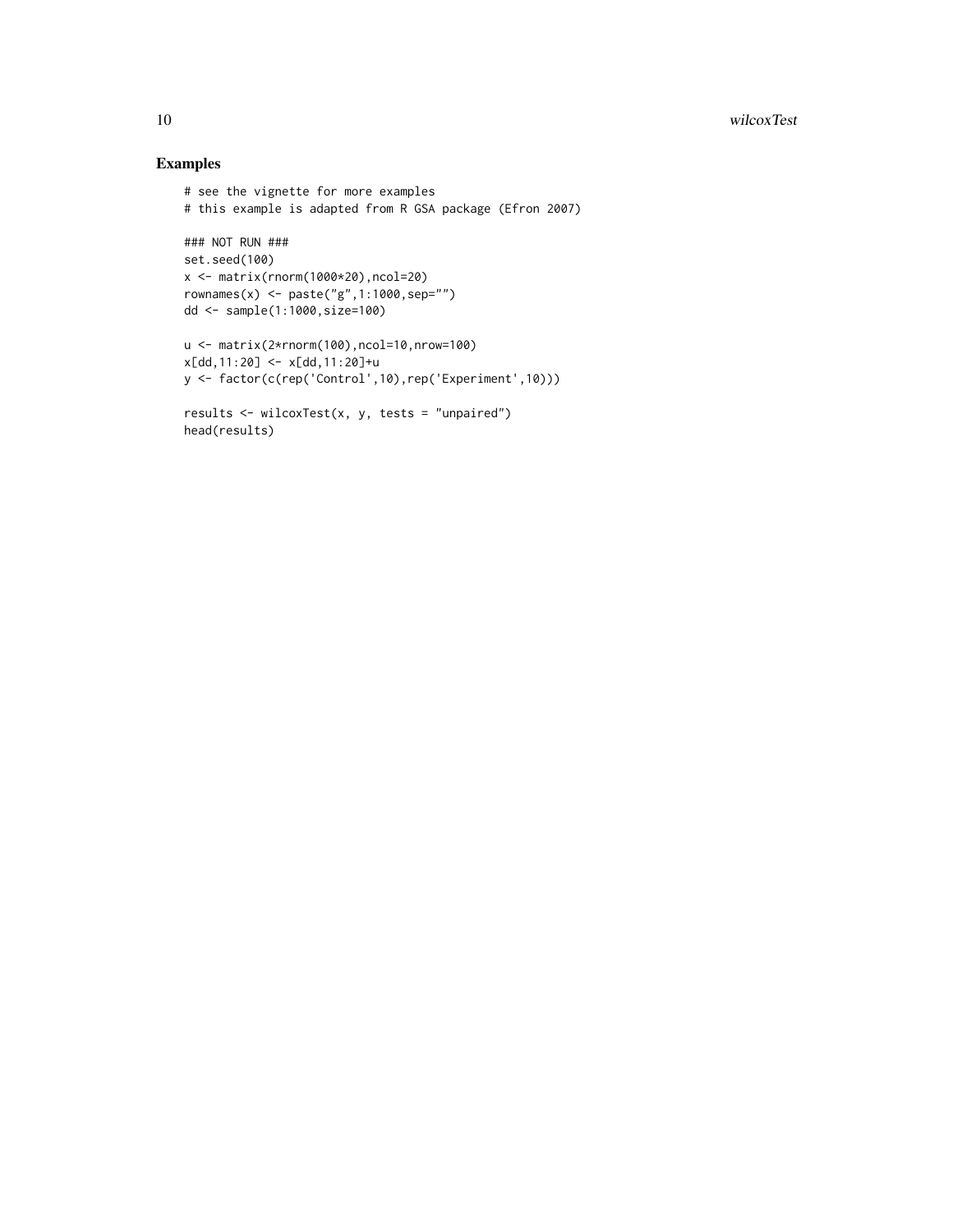## Examples

```
# see the vignette for more examples
# this example is adapted from R GSA package (Efron 2007)

### NOT RUN ###
set.seed(100)
x <- matrix(rnorm(1000*20),ncol=20)
rownames(x) <- paste("g",1:1000,sep="")
dd <- sample(1:1000,size=100)

u <- matrix(2*rnorm(100),ncol=10,nrow=100)
x[dd,11:20] <- x[dd,11:20]+u
y <- factor(c(rep('Control',10),rep('Experiment',10)))

results <- wilcoxTest(x, y, tests = "unpaired")
head(results)
```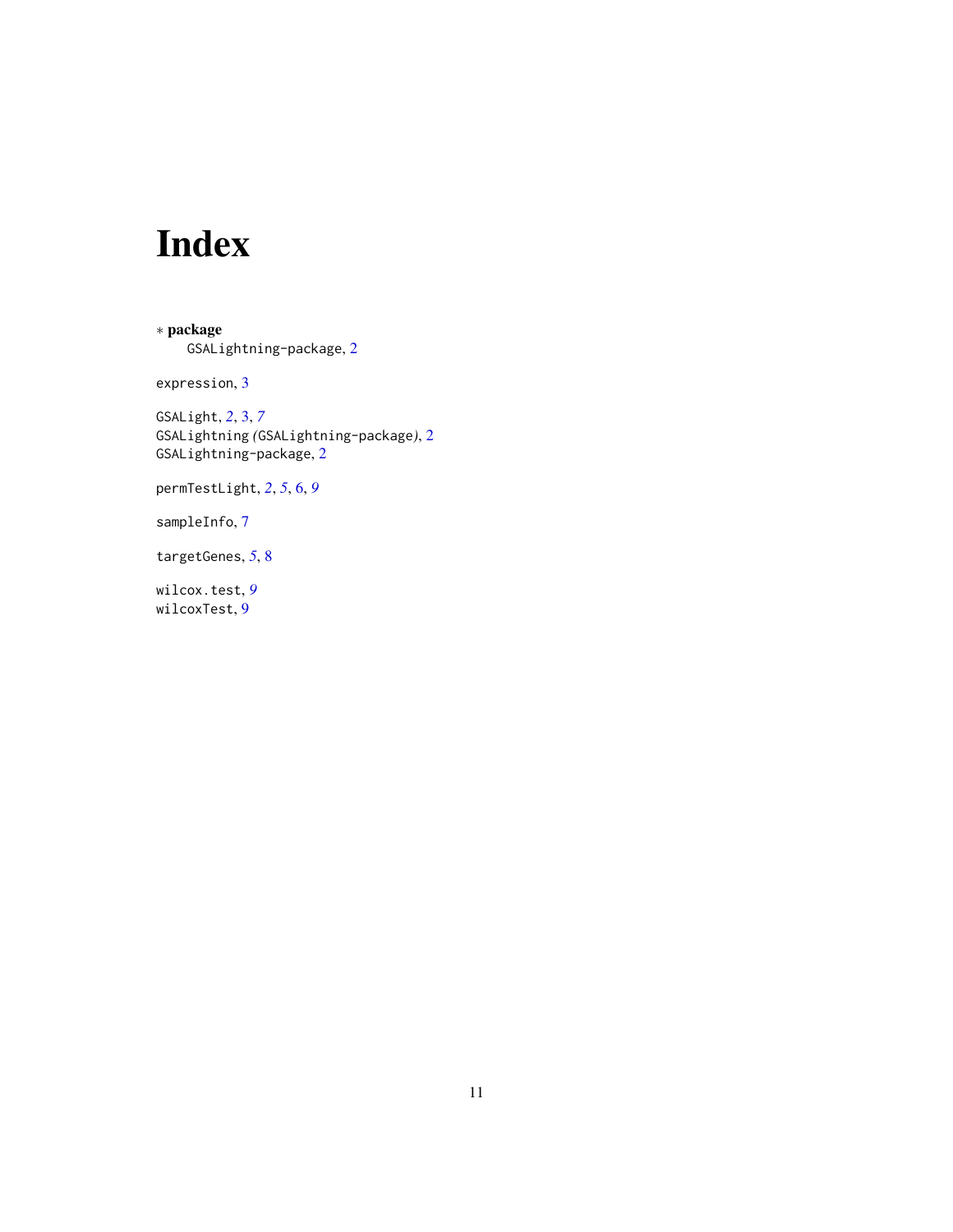# Index

∗ **package**
    GSALightning-package, 2

expression, 3

GSALight, *2*, 3, *7*
GSALightning *(*GSALightning-package*)*, 2
GSALightning-package, 2

permTestLight, *2*, *5*, 6, *9*

sampleInfo, 7

targetGenes, *5*, 8

wilcox.test, *9*
wilcoxTest, 9